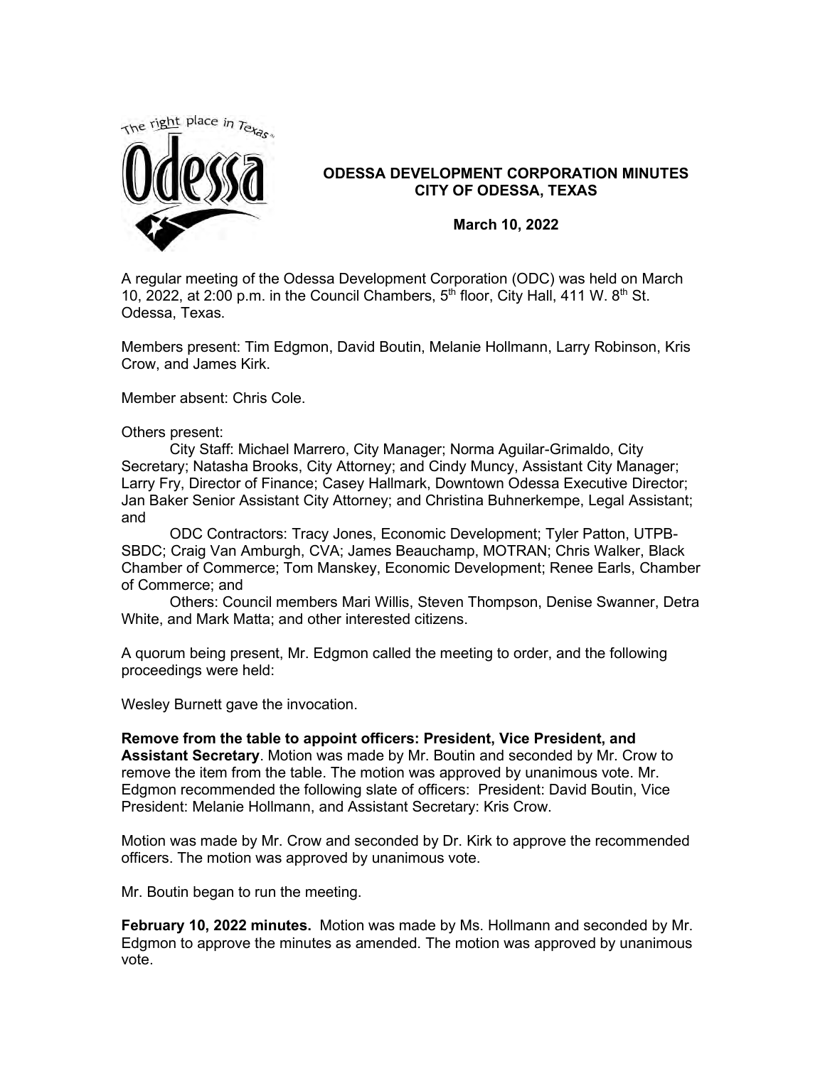# ODESSA DEVELOPMENT CORPORATION MINUTES
## CITY OF ODESSA, TEXAS

**March 10, 2022**

A regular meeting of the Odessa Development Corporation (ODC) was held on March 10, 2022, at 2:00 p.m. in the Council Chambers, 5th floor, City Hall, 411 W. 8th St. Odessa, Texas.

Members present: Tim Edgmon, David Boutin, Melanie Hollmann, Larry Robinson, Kris Crow, and James Kirk.

Member absent: Chris Cole.

Others present:

City Staff: Michael Marrero, City Manager; Norma Aguilar-Grimaldo, City Secretary; Natasha Brooks, City Attorney; and Cindy Muncy, Assistant City Manager; Larry Fry, Director of Finance; Casey Hallmark, Downtown Odessa Executive Director; Jan Baker Senior Assistant City Attorney; and Christina Buhnerkempe, Legal Assistant; and

ODC Contractors: Tracy Jones, Economic Development; Tyler Patton, UTPB-SBDC; Craig Van Amburgh, CVA; James Beauchamp, MOTRAN; Chris Walker, Black Chamber of Commerce; Tom Manskey, Economic Development; Renee Earls, Chamber of Commerce; and

Others: Council members Mari Willis, Steven Thompson, Denise Swanner, Detra White, and Mark Matta; and other interested citizens.

A quorum being present, Mr. Edgmon called the meeting to order, and the following proceedings were held:

Wesley Burnett gave the invocation.

**Remove from the table to appoint officers: President, Vice President, and Assistant Secretary**. Motion was made by Mr. Boutin and seconded by Mr. Crow to remove the item from the table. The motion was approved by unanimous vote. Mr. Edgmon recommended the following slate of officers: President: David Boutin, Vice President: Melanie Hollmann, and Assistant Secretary: Kris Crow.

Motion was made by Mr. Crow and seconded by Dr. Kirk to approve the recommended officers. The motion was approved by unanimous vote.

Mr. Boutin began to run the meeting.

**February 10, 2022 minutes.** Motion was made by Ms. Hollmann and seconded by Mr. Edgmon to approve the minutes as amended. The motion was approved by unanimous vote.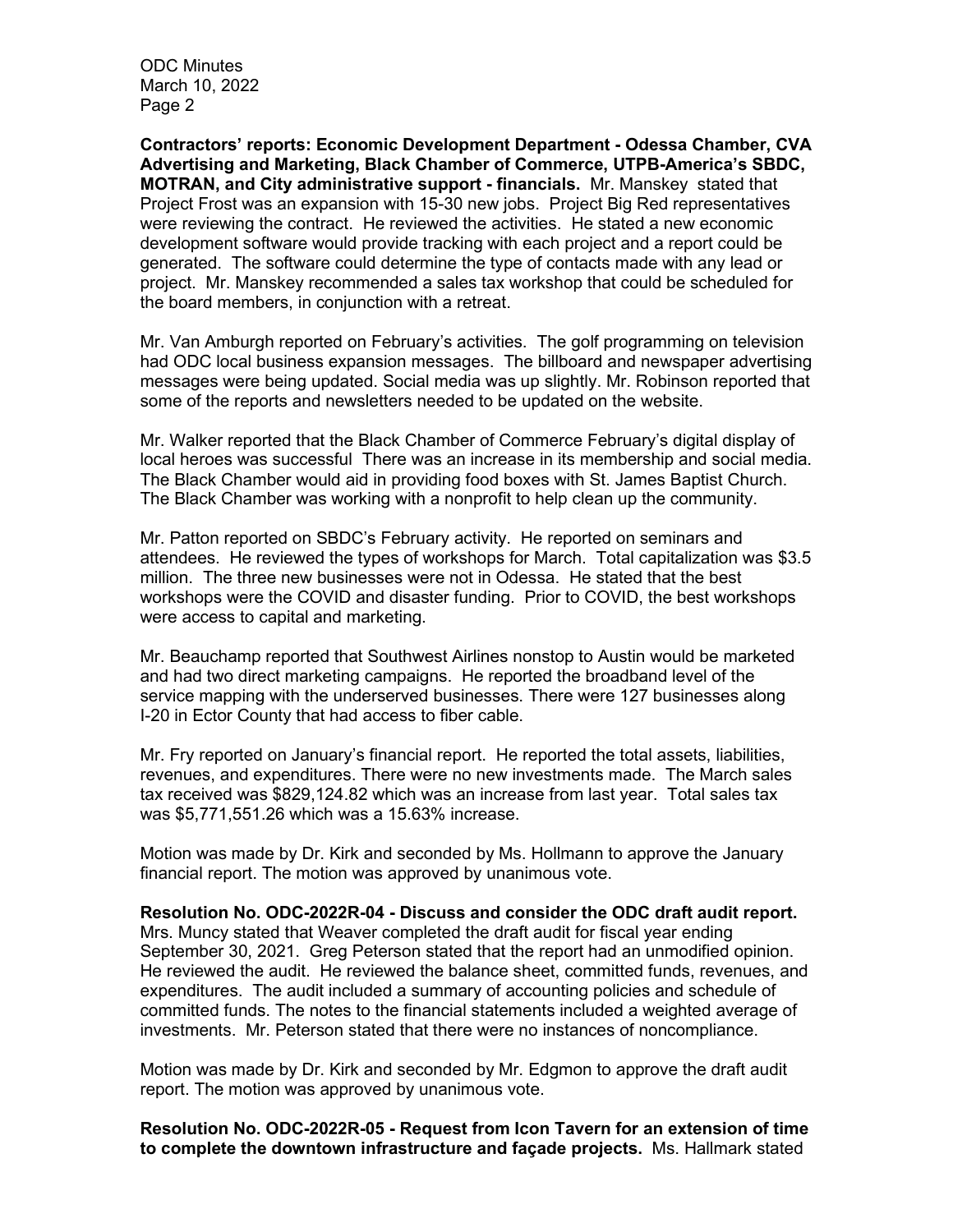**Contractors' reports: Economic Development Department - Odessa Chamber, CVA Advertising and Marketing, Black Chamber of Commerce, UTPB-America's SBDC, MOTRAN, and City administrative support - financials.** Mr. Manskey stated that Project Frost was an expansion with 15-30 new jobs. Project Big Red representatives were reviewing the contract. He reviewed the activities. He stated a new economic development software would provide tracking with each project and a report could be generated. The software could determine the type of contacts made with any lead or project. Mr. Manskey recommended a sales tax workshop that could be scheduled for the board members, in conjunction with a retreat.

Mr. Van Amburgh reported on February's activities. The golf programming on television had ODC local business expansion messages. The billboard and newspaper advertising messages were being updated. Social media was up slightly. Mr. Robinson reported that some of the reports and newsletters needed to be updated on the website.

Mr. Walker reported that the Black Chamber of Commerce February's digital display of local heroes was successful There was an increase in its membership and social media. The Black Chamber would aid in providing food boxes with St. James Baptist Church. The Black Chamber was working with a nonprofit to help clean up the community.

Mr. Patton reported on SBDC's February activity. He reported on seminars and attendees. He reviewed the types of workshops for March. Total capitalization was $3.5 million. The three new businesses were not in Odessa. He stated that the best workshops were the COVID and disaster funding. Prior to COVID, the best workshops were access to capital and marketing.

Mr. Beauchamp reported that Southwest Airlines nonstop to Austin would be marketed and had two direct marketing campaigns. He reported the broadband level of the service mapping with the underserved businesses. There were 127 businesses along I-20 in Ector County that had access to fiber cable.

Mr. Fry reported on January's financial report. He reported the total assets, liabilities, revenues, and expenditures. There were no new investments made. The March sales tax received was $829,124.82 which was an increase from last year. Total sales tax was $5,771,551.26 which was a 15.63% increase.

Motion was made by Dr. Kirk and seconded by Ms. Hollmann to approve the January financial report. The motion was approved by unanimous vote.

**Resolution No. ODC-2022R-04 - Discuss and consider the ODC draft audit report.** Mrs. Muncy stated that Weaver completed the draft audit for fiscal year ending September 30, 2021. Greg Peterson stated that the report had an unmodified opinion. He reviewed the audit. He reviewed the balance sheet, committed funds, revenues, and expenditures. The audit included a summary of accounting policies and schedule of committed funds. The notes to the financial statements included a weighted average of investments. Mr. Peterson stated that there were no instances of noncompliance.

Motion was made by Dr. Kirk and seconded by Mr. Edgmon to approve the draft audit report. The motion was approved by unanimous vote.

**Resolution No. ODC-2022R-05 - Request from Icon Tavern for an extension of time to complete the downtown infrastructure and façade projects.** Ms. Hallmark stated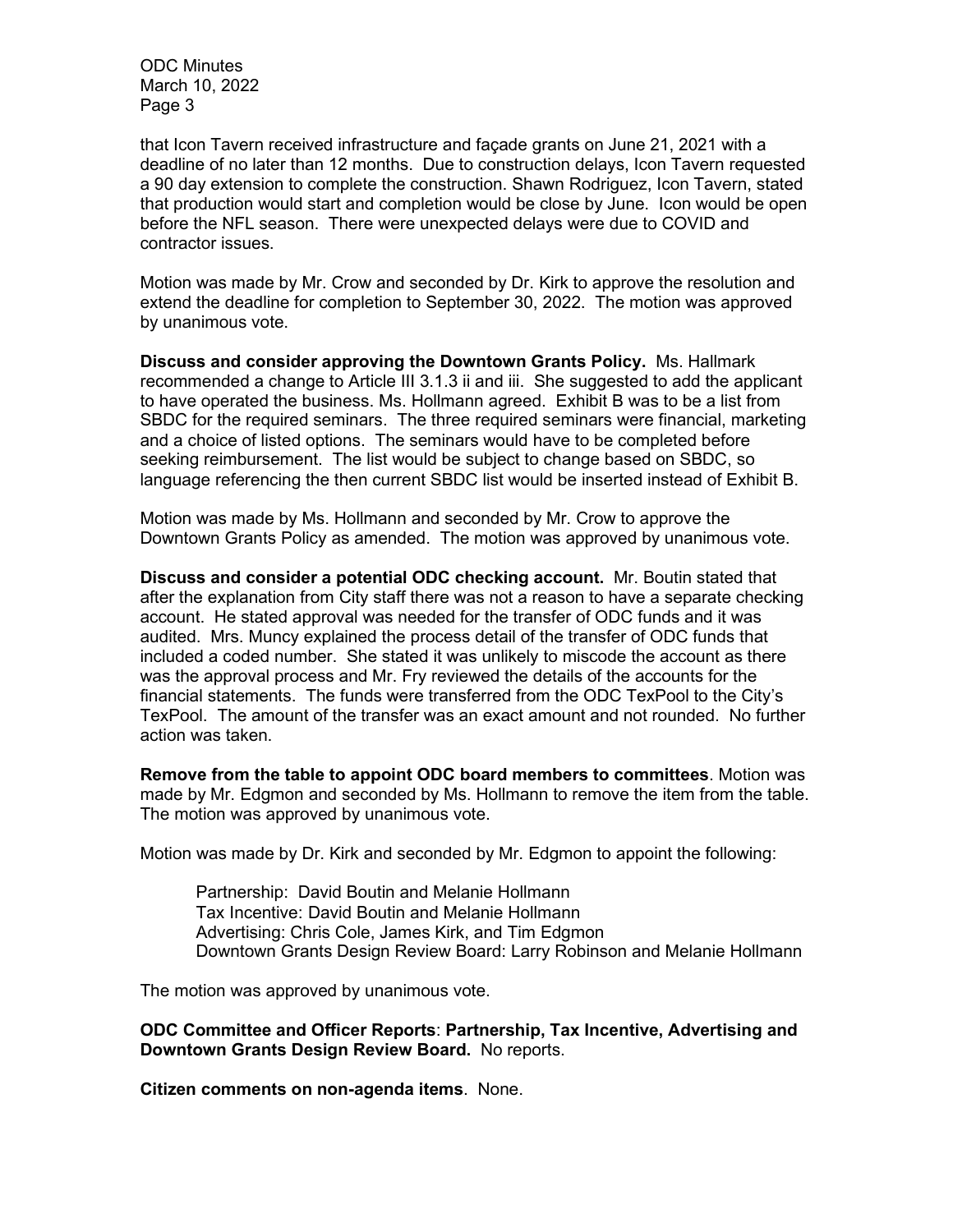that Icon Tavern received infrastructure and façade grants on June 21, 2021 with a deadline of no later than 12 months. Due to construction delays, Icon Tavern requested a 90 day extension to complete the construction. Shawn Rodriguez, Icon Tavern, stated that production would start and completion would be close by June. Icon would be open before the NFL season. There were unexpected delays were due to COVID and contractor issues.

Motion was made by Mr. Crow and seconded by Dr. Kirk to approve the resolution and extend the deadline for completion to September 30, 2022. The motion was approved by unanimous vote.

**Discuss and consider approving the Downtown Grants Policy.** Ms. Hallmark recommended a change to Article III 3.1.3 ii and iii. She suggested to add the applicant to have operated the business. Ms. Hollmann agreed. Exhibit B was to be a list from SBDC for the required seminars. The three required seminars were financial, marketing and a choice of listed options. The seminars would have to be completed before seeking reimbursement. The list would be subject to change based on SBDC, so language referencing the then current SBDC list would be inserted instead of Exhibit B.

Motion was made by Ms. Hollmann and seconded by Mr. Crow to approve the Downtown Grants Policy as amended. The motion was approved by unanimous vote.

**Discuss and consider a potential ODC checking account.** Mr. Boutin stated that after the explanation from City staff there was not a reason to have a separate checking account. He stated approval was needed for the transfer of ODC funds and it was audited. Mrs. Muncy explained the process detail of the transfer of ODC funds that included a coded number. She stated it was unlikely to miscode the account as there was the approval process and Mr. Fry reviewed the details of the accounts for the financial statements. The funds were transferred from the ODC TexPool to the City's TexPool. The amount of the transfer was an exact amount and not rounded. No further action was taken.

**Remove from the table to appoint ODC board members to committees**. Motion was made by Mr. Edgmon and seconded by Ms. Hollmann to remove the item from the table. The motion was approved by unanimous vote.

Motion was made by Dr. Kirk and seconded by Mr. Edgmon to appoint the following:

Partnership: David Boutin and Melanie Hollmann
Tax Incentive: David Boutin and Melanie Hollmann
Advertising: Chris Cole, James Kirk, and Tim Edgmon
Downtown Grants Design Review Board: Larry Robinson and Melanie Hollmann

The motion was approved by unanimous vote.

**ODC Committee and Officer Reports**: **Partnership, Tax Incentive, Advertising and Downtown Grants Design Review Board.** No reports.

**Citizen comments on non-agenda items**. None.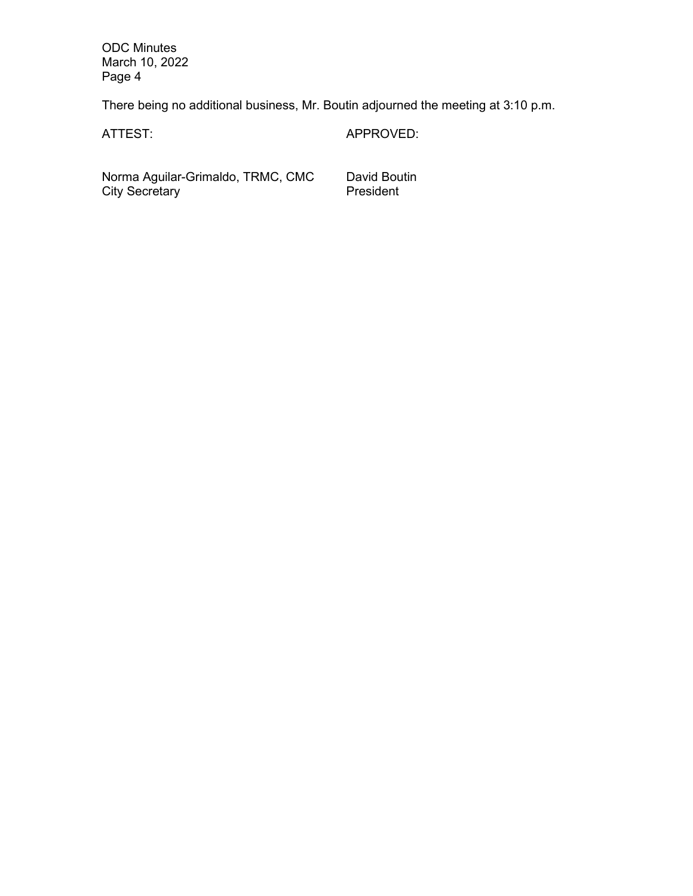There being no additional business, Mr. Boutin adjourned the meeting at 3:10 p.m.

| ATTEST: | APPROVED: |
| --- | --- |
| Norma Aguilar-Grimaldo, TRMC, CMC<br>City Secretary | David Boutin<br>President |